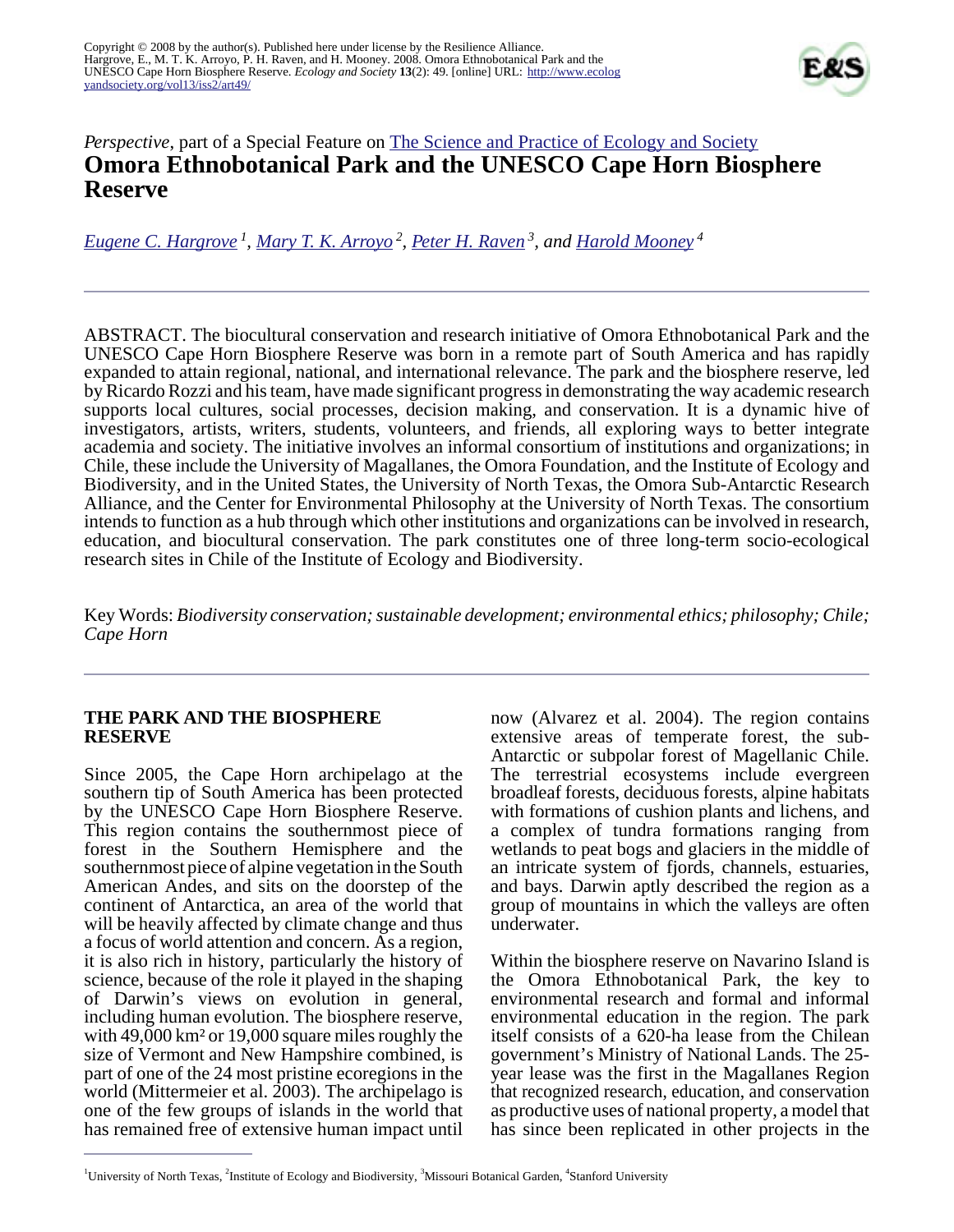Copyright © 2008 by the author(s). Published here under license by the Resilience Alliance.
Hargrove, E., M. T. K. Arroyo, P. H. Raven, and H. Mooney. 2008. Omora Ethnobotanical Park and the UNESCO Cape Horn Biosphere Reserve. *Ecology and Society* **13**(2): 49. [online] URL: http://www.ecologyandsociety.org/vol13/iss2/art49/

*Perspective*, part of a Special Feature on The Science and Practice of Ecology and Society

# Omora Ethnobotanical Park and the UNESCO Cape Horn Biosphere Reserve

*Eugene C. Hargrove [1], Mary T. K. Arroyo [2], Peter H. Raven [3], and Harold Mooney [4]*

---

ABSTRACT. The biocultural conservation and research initiative of Omora Ethnobotanical Park and the UNESCO Cape Horn Biosphere Reserve was born in a remote part of South America and has rapidly expanded to attain regional, national, and international relevance. The park and the biosphere reserve, led by Ricardo Rozzi and his team, have made significant progress in demonstrating the way academic research supports local cultures, social processes, decision making, and conservation. It is a dynamic hive of investigators, artists, writers, students, volunteers, and friends, all exploring ways to better integrate academia and society. The initiative involves an informal consortium of institutions and organizations; in Chile, these include the University of Magallanes, the Omora Foundation, and the Institute of Ecology and Biodiversity, and in the United States, the University of North Texas, the Omora Sub-Antarctic Research Alliance, and the Center for Environmental Philosophy at the University of North Texas. The consortium intends to function as a hub through which other institutions and organizations can be involved in research, education, and biocultural conservation. The park constitutes one of three long-term socio-ecological research sites in Chile of the Institute of Ecology and Biodiversity.

Key Words: *Biodiversity conservation; sustainable development; environmental ethics; philosophy; Chile; Cape Horn*

---

## THE PARK AND THE BIOSPHERE RESERVE

Since 2005, the Cape Horn archipelago at the southern tip of South America has been protected by the UNESCO Cape Horn Biosphere Reserve. This region contains the southernmost piece of forest in the Southern Hemisphere and the southernmost piece of alpine vegetation in the South American Andes, and sits on the doorstep of the continent of Antarctica, an area of the world that will be heavily affected by climate change and thus a focus of world attention and concern. As a region, it is also rich in history, particularly the history of science, because of the role it played in the shaping of Darwin's views on evolution in general, including human evolution. The biosphere reserve, with 49,000 km² or 19,000 square miles roughly the size of Vermont and New Hampshire combined, is part of one of the 24 most pristine ecoregions in the world (Mittermeier et al. 2003). The archipelago is one of the few groups of islands in the world that has remained free of extensive human impact until now (Alvarez et al. 2004). The region contains extensive areas of temperate forest, the sub-Antarctic or subpolar forest of Magellanic Chile. The terrestrial ecosystems include evergreen broadleaf forests, deciduous forests, alpine habitats with formations of cushion plants and lichens, and a complex of tundra formations ranging from wetlands to peat bogs and glaciers in the middle of an intricate system of fjords, channels, estuaries, and bays. Darwin aptly described the region as a group of mountains in which the valleys are often underwater.

Within the biosphere reserve on Navarino Island is the Omora Ethnobotanical Park, the key to environmental research and formal and informal environmental education in the region. The park itself consists of a 620-ha lease from the Chilean government's Ministry of National Lands. The 25-year lease was the first in the Magallanes Region that recognized research, education, and conservation as productive uses of national property, a model that has since been replicated in other projects in the

---

[1]University of North Texas, [2]Institute of Ecology and Biodiversity, [3]Missouri Botanical Garden, [4]Stanford University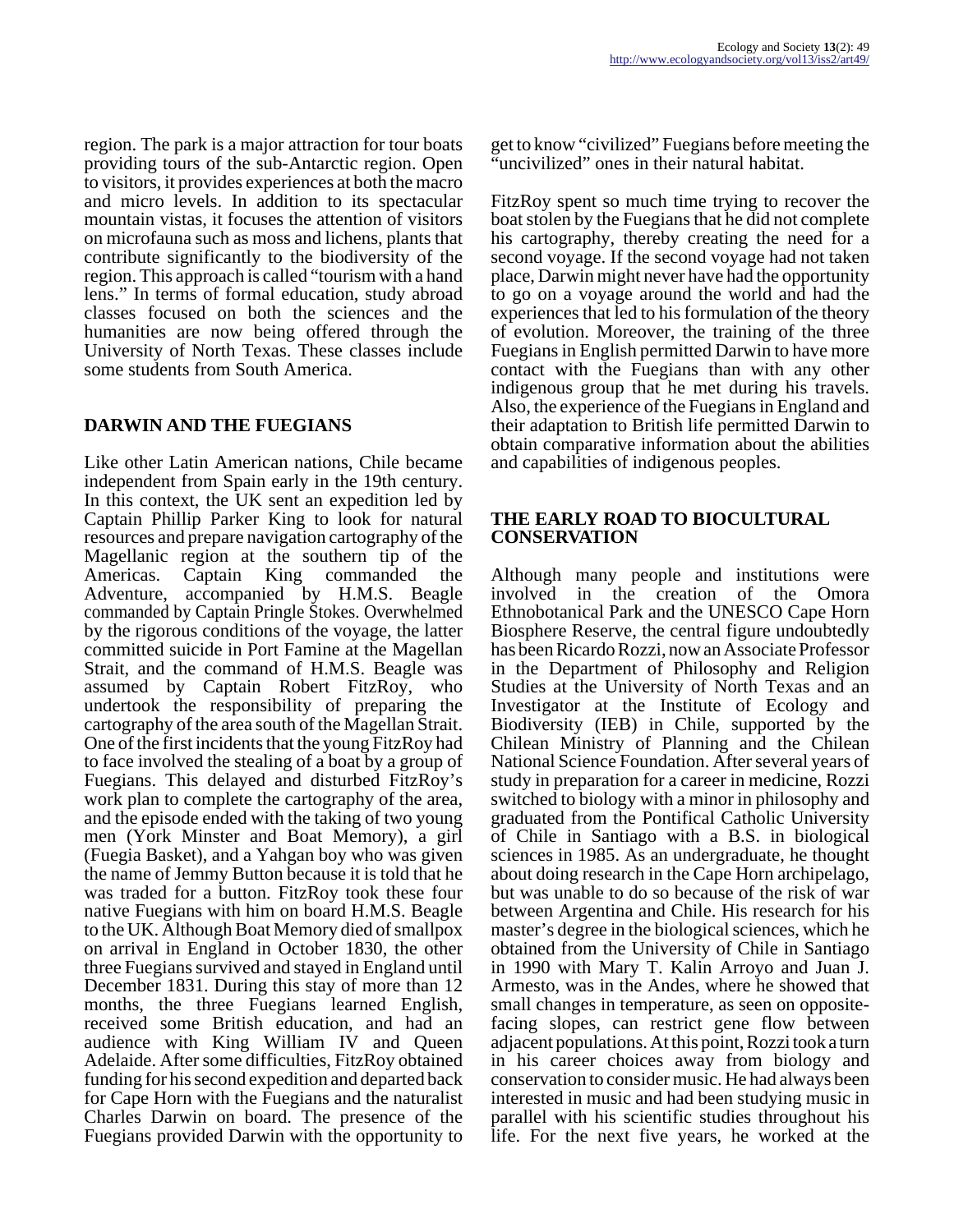region. The park is a major attraction for tour boats providing tours of the sub-Antarctic region. Open to visitors, it provides experiences at both the macro and micro levels. In addition to its spectacular mountain vistas, it focuses the attention of visitors on microfauna such as moss and lichens, plants that contribute significantly to the biodiversity of the region. This approach is called "tourism with a hand lens." In terms of formal education, study abroad classes focused on both the sciences and the humanities are now being offered through the University of North Texas. These classes include some students from South America.

## DARWIN AND THE FUEGIANS

Like other Latin American nations, Chile became independent from Spain early in the 19th century. In this context, the UK sent an expedition led by Captain Phillip Parker King to look for natural resources and prepare navigation cartography of the Magellanic region at the southern tip of the Americas. Captain King commanded the Adventure, accompanied by H.M.S. Beagle commanded by Captain Pringle Stokes. Overwhelmed by the rigorous conditions of the voyage, the latter committed suicide in Port Famine at the Magellan Strait, and the command of H.M.S. Beagle was assumed by Captain Robert FitzRoy, who undertook the responsibility of preparing the cartography of the area south of the Magellan Strait. One of the first incidents that the young FitzRoy had to face involved the stealing of a boat by a group of Fuegians. This delayed and disturbed FitzRoy's work plan to complete the cartography of the area, and the episode ended with the taking of two young men (York Minster and Boat Memory), a girl (Fuegia Basket), and a Yahgan boy who was given the name of Jemmy Button because it is told that he was traded for a button. FitzRoy took these four native Fuegians with him on board H.M.S. Beagle to the UK. Although Boat Memory died of smallpox on arrival in England in October 1830, the other three Fuegians survived and stayed in England until December 1831. During this stay of more than 12 months, the three Fuegians learned English, received some British education, and had an audience with King William IV and Queen Adelaide. After some difficulties, FitzRoy obtained funding for his second expedition and departed back for Cape Horn with the Fuegians and the naturalist Charles Darwin on board. The presence of the Fuegians provided Darwin with the opportunity to get to know "civilized" Fuegians before meeting the "uncivilized" ones in their natural habitat.

FitzRoy spent so much time trying to recover the boat stolen by the Fuegians that he did not complete his cartography, thereby creating the need for a second voyage. If the second voyage had not taken place, Darwin might never have had the opportunity to go on a voyage around the world and had the experiences that led to his formulation of the theory of evolution. Moreover, the training of the three Fuegians in English permitted Darwin to have more contact with the Fuegians than with any other indigenous group that he met during his travels. Also, the experience of the Fuegians in England and their adaptation to British life permitted Darwin to obtain comparative information about the abilities and capabilities of indigenous peoples.

## THE EARLY ROAD TO BIOCULTURAL CONSERVATION

Although many people and institutions were involved in the creation of the Omora Ethnobotanical Park and the UNESCO Cape Horn Biosphere Reserve, the central figure undoubtedly has been Ricardo Rozzi, now an Associate Professor in the Department of Philosophy and Religion Studies at the University of North Texas and an Investigator at the Institute of Ecology and Biodiversity (IEB) in Chile, supported by the Chilean Ministry of Planning and the Chilean National Science Foundation. After several years of study in preparation for a career in medicine, Rozzi switched to biology with a minor in philosophy and graduated from the Pontifical Catholic University of Chile in Santiago with a B.S. in biological sciences in 1985. As an undergraduate, he thought about doing research in the Cape Horn archipelago, but was unable to do so because of the risk of war between Argentina and Chile. His research for his master's degree in the biological sciences, which he obtained from the University of Chile in Santiago in 1990 with Mary T. Kalin Arroyo and Juan J. Armesto, was in the Andes, where he showed that small changes in temperature, as seen on opposite-facing slopes, can restrict gene flow between adjacent populations. At this point, Rozzi took a turn in his career choices away from biology and conservation to consider music. He had always been interested in music and had been studying music in parallel with his scientific studies throughout his life. For the next five years, he worked at the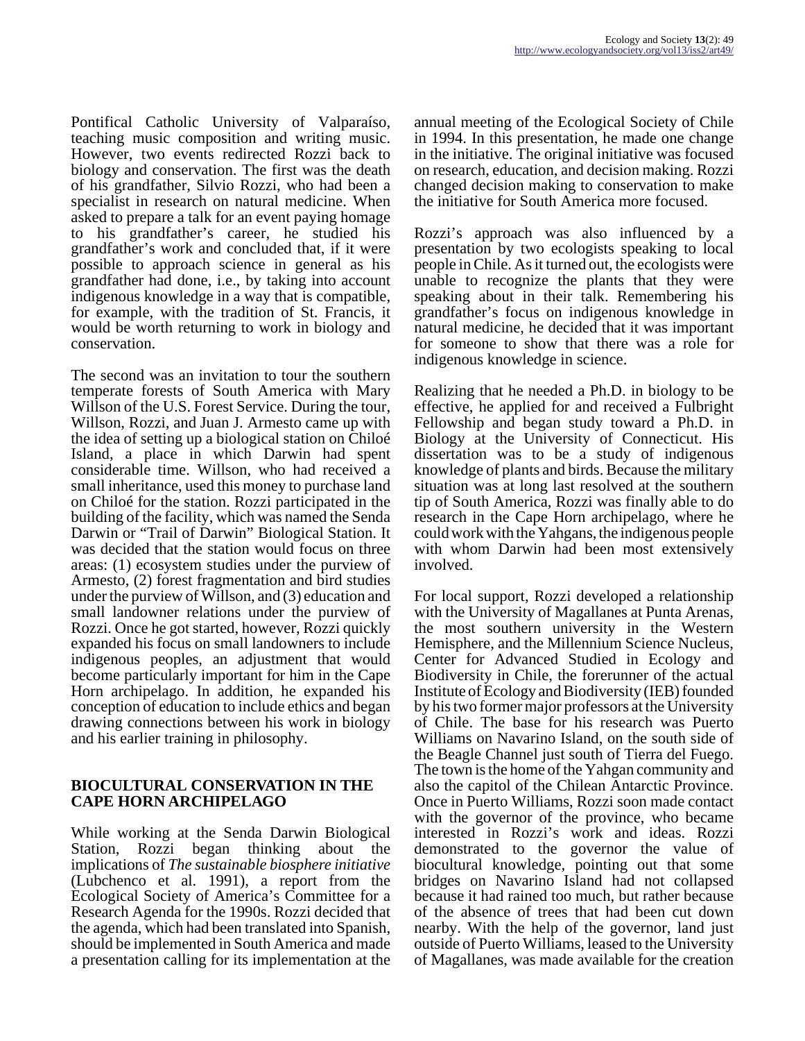Pontifical Catholic University of Valparaíso, teaching music composition and writing music. However, two events redirected Rozzi back to biology and conservation. The first was the death of his grandfather, Silvio Rozzi, who had been a specialist in research on natural medicine. When asked to prepare a talk for an event paying homage to his grandfather's career, he studied his grandfather's work and concluded that, if it were possible to approach science in general as his grandfather had done, i.e., by taking into account indigenous knowledge in a way that is compatible, for example, with the tradition of St. Francis, it would be worth returning to work in biology and conservation.

The second was an invitation to tour the southern temperate forests of South America with Mary Willson of the U.S. Forest Service. During the tour, Willson, Rozzi, and Juan J. Armesto came up with the idea of setting up a biological station on Chiloé Island, a place in which Darwin had spent considerable time. Willson, who had received a small inheritance, used this money to purchase land on Chiloé for the station. Rozzi participated in the building of the facility, which was named the Senda Darwin or "Trail of Darwin" Biological Station. It was decided that the station would focus on three areas: (1) ecosystem studies under the purview of Armesto, (2) forest fragmentation and bird studies under the purview of Willson, and (3) education and small landowner relations under the purview of Rozzi. Once he got started, however, Rozzi quickly expanded his focus on small landowners to include indigenous peoples, an adjustment that would become particularly important for him in the Cape Horn archipelago. In addition, he expanded his conception of education to include ethics and began drawing connections between his work in biology and his earlier training in philosophy.

## BIOCULTURAL CONSERVATION IN THE CAPE HORN ARCHIPELAGO

While working at the Senda Darwin Biological Station, Rozzi began thinking about the implications of *The sustainable biosphere initiative* (Lubchenco et al. 1991), a report from the Ecological Society of America's Committee for a Research Agenda for the 1990s. Rozzi decided that the agenda, which had been translated into Spanish, should be implemented in South America and made a presentation calling for its implementation at the annual meeting of the Ecological Society of Chile in 1994. In this presentation, he made one change in the initiative. The original initiative was focused on research, education, and decision making. Rozzi changed decision making to conservation to make the initiative for South America more focused.

Rozzi's approach was also influenced by a presentation by two ecologists speaking to local people in Chile. As it turned out, the ecologists were unable to recognize the plants that they were speaking about in their talk. Remembering his grandfather's focus on indigenous knowledge in natural medicine, he decided that it was important for someone to show that there was a role for indigenous knowledge in science.

Realizing that he needed a Ph.D. in biology to be effective, he applied for and received a Fulbright Fellowship and began study toward a Ph.D. in Biology at the University of Connecticut. His dissertation was to be a study of indigenous knowledge of plants and birds. Because the military situation was at long last resolved at the southern tip of South America, Rozzi was finally able to do research in the Cape Horn archipelago, where he could work with the Yahgans, the indigenous people with whom Darwin had been most extensively involved.

For local support, Rozzi developed a relationship with the University of Magallanes at Punta Arenas, the most southern university in the Western Hemisphere, and the Millennium Science Nucleus, Center for Advanced Studied in Ecology and Biodiversity in Chile, the forerunner of the actual Institute of Ecology and Biodiversity (IEB) founded by his two former major professors at the University of Chile. The base for his research was Puerto Williams on Navarino Island, on the south side of the Beagle Channel just south of Tierra del Fuego. The town is the home of the Yahgan community and also the capitol of the Chilean Antarctic Province. Once in Puerto Williams, Rozzi soon made contact with the governor of the province, who became interested in Rozzi's work and ideas. Rozzi demonstrated to the governor the value of biocultural knowledge, pointing out that some bridges on Navarino Island had not collapsed because it had rained too much, but rather because of the absence of trees that had been cut down nearby. With the help of the governor, land just outside of Puerto Williams, leased to the University of Magallanes, was made available for the creation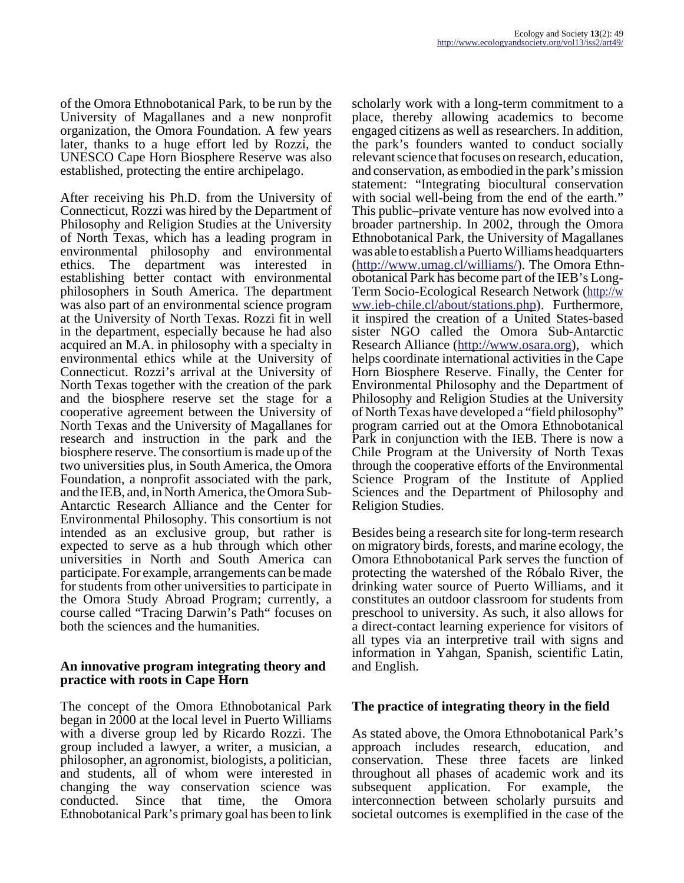of the Omora Ethnobotanical Park, to be run by the University of Magallanes and a new nonprofit organization, the Omora Foundation. A few years later, thanks to a huge effort led by Rozzi, the UNESCO Cape Horn Biosphere Reserve was also established, protecting the entire archipelago.

After receiving his Ph.D. from the University of Connecticut, Rozzi was hired by the Department of Philosophy and Religion Studies at the University of North Texas, which has a leading program in environmental philosophy and environmental ethics. The department was interested in establishing better contact with environmental philosophers in South America. The department was also part of an environmental science program at the University of North Texas. Rozzi fit in well in the department, especially because he had also acquired an M.A. in philosophy with a specialty in environmental ethics while at the University of Connecticut. Rozzi's arrival at the University of North Texas together with the creation of the park and the biosphere reserve set the stage for a cooperative agreement between the University of North Texas and the University of Magallanes for research and instruction in the park and the biosphere reserve. The consortium is made up of the two universities plus, in South America, the Omora Foundation, a nonprofit associated with the park, and the IEB, and, in North America, the Omora Sub-Antarctic Research Alliance and the Center for Environmental Philosophy. This consortium is not intended as an exclusive group, but rather is expected to serve as a hub through which other universities in North and South America can participate. For example, arrangements can be made for students from other universities to participate in the Omora Study Abroad Program; currently, a course called "Tracing Darwin's Path" focuses on both the sciences and the humanities.

## An innovative program integrating theory and practice with roots in Cape Horn

The concept of the Omora Ethnobotanical Park began in 2000 at the local level in Puerto Williams with a diverse group led by Ricardo Rozzi. The group included a lawyer, a writer, a musician, a philosopher, an agronomist, biologists, a politician, and students, all of whom were interested in changing the way conservation science was conducted. Since that time, the Omora Ethnobotanical Park's primary goal has been to link scholarly work with a long-term commitment to a place, thereby allowing academics to become engaged citizens as well as researchers. In addition, the park's founders wanted to conduct socially relevant science that focuses on research, education, and conservation, as embodied in the park's mission statement: "Integrating biocultural conservation with social well-being from the end of the earth." This public–private venture has now evolved into a broader partnership. In 2002, through the Omora Ethnobotanical Park, the University of Magallanes was able to establish a Puerto Williams headquarters (http://www.umag.cl/williams/). The Omora Ethnobotanical Park has become part of the IEB's Long-Term Socio-Ecological Research Network (http://www.ieb-chile.cl/about/stations.php). Furthermore, it inspired the creation of a United States-based sister NGO called the Omora Sub-Antarctic Research Alliance (http://www.osara.org), which helps coordinate international activities in the Cape Horn Biosphere Reserve. Finally, the Center for Environmental Philosophy and the Department of Philosophy and Religion Studies at the University of North Texas have developed a "field philosophy" program carried out at the Omora Ethnobotanical Park in conjunction with the IEB. There is now a Chile Program at the University of North Texas through the cooperative efforts of the Environmental Science Program of the Institute of Applied Sciences and the Department of Philosophy and Religion Studies.

Besides being a research site for long-term research on migratory birds, forests, and marine ecology, the Omora Ethnobotanical Park serves the function of protecting the watershed of the Róbalo River, the drinking water source of Puerto Williams, and it constitutes an outdoor classroom for students from preschool to university. As such, it also allows for a direct-contact learning experience for visitors of all types via an interpretive trail with signs and information in Yahgan, Spanish, scientific Latin, and English.

## The practice of integrating theory in the field

As stated above, the Omora Ethnobotanical Park's approach includes research, education, and conservation. These three facets are linked throughout all phases of academic work and its subsequent application. For example, the interconnection between scholarly pursuits and societal outcomes is exemplified in the case of the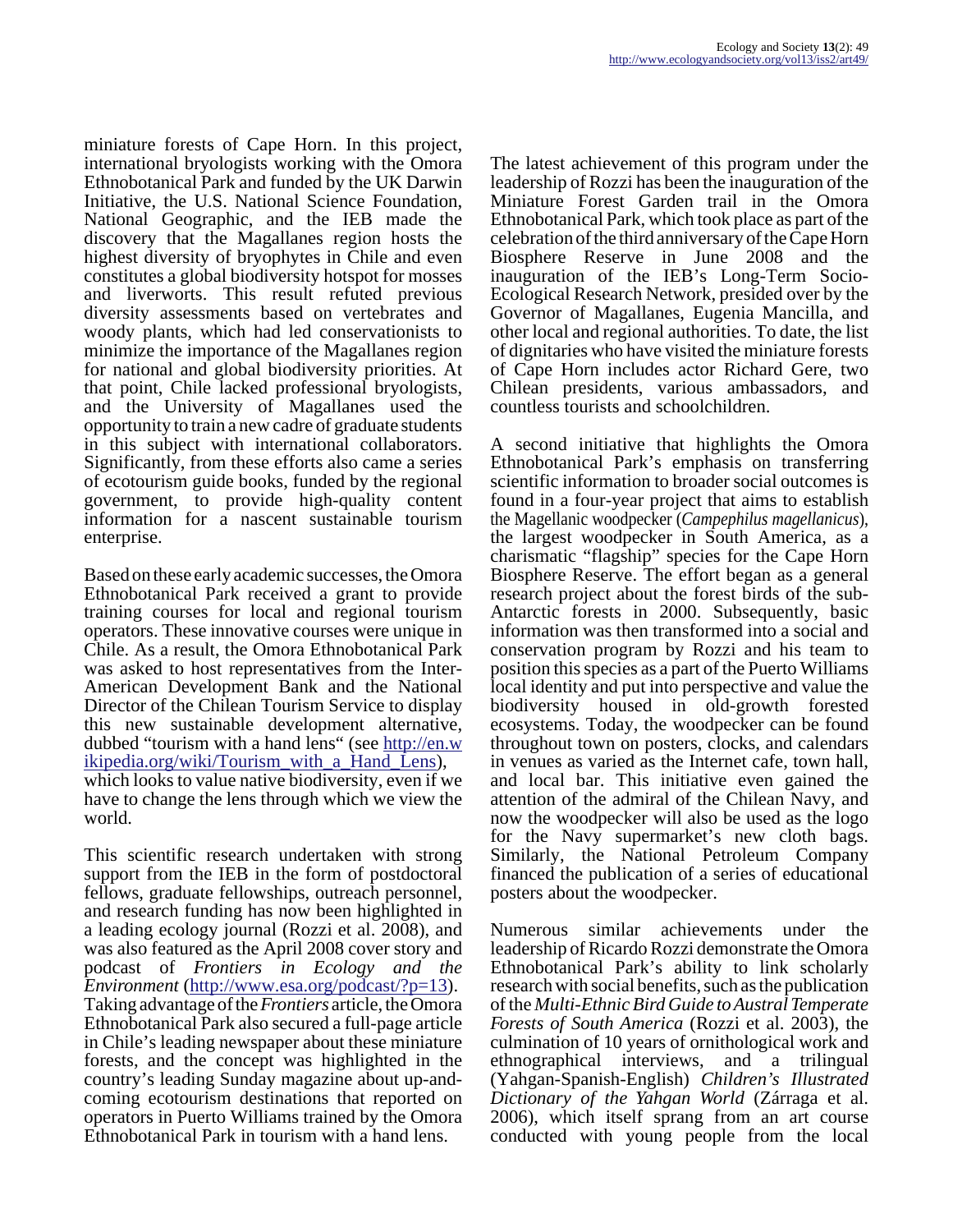miniature forests of Cape Horn. In this project, international bryologists working with the Omora Ethnobotanical Park and funded by the UK Darwin Initiative, the U.S. National Science Foundation, National Geographic, and the IEB made the discovery that the Magallanes region hosts the highest diversity of bryophytes in Chile and even constitutes a global biodiversity hotspot for mosses and liverworts. This result refuted previous diversity assessments based on vertebrates and woody plants, which had led conservationists to minimize the importance of the Magallanes region for national and global biodiversity priorities. At that point, Chile lacked professional bryologists, and the University of Magallanes used the opportunity to train a new cadre of graduate students in this subject with international collaborators. Significantly, from these efforts also came a series of ecotourism guide books, funded by the regional government, to provide high-quality content information for a nascent sustainable tourism enterprise.

Based on these early academic successes, the Omora Ethnobotanical Park received a grant to provide training courses for local and regional tourism operators. These innovative courses were unique in Chile. As a result, the Omora Ethnobotanical Park was asked to host representatives from the Inter-American Development Bank and the National Director of the Chilean Tourism Service to display this new sustainable development alternative, dubbed "tourism with a hand lens" (see http://en.wikipedia.org/wiki/Tourism_with_a_Hand_Lens), which looks to value native biodiversity, even if we have to change the lens through which we view the world.

This scientific research undertaken with strong support from the IEB in the form of postdoctoral fellows, graduate fellowships, outreach personnel, and research funding has now been highlighted in a leading ecology journal (Rozzi et al. 2008), and was also featured as the April 2008 cover story and podcast of *Frontiers in Ecology and the Environment* (http://www.esa.org/podcast/?p=13). Taking advantage of the *Frontiers* article, the Omora Ethnobotanical Park also secured a full-page article in Chile's leading newspaper about these miniature forests, and the concept was highlighted in the country's leading Sunday magazine about up-and-coming ecotourism destinations that reported on operators in Puerto Williams trained by the Omora Ethnobotanical Park in tourism with a hand lens.

The latest achievement of this program under the leadership of Rozzi has been the inauguration of the Miniature Forest Garden trail in the Omora Ethnobotanical Park, which took place as part of the celebration of the third anniversary of the Cape Horn Biosphere Reserve in June 2008 and the inauguration of the IEB's Long-Term Socio-Ecological Research Network, presided over by the Governor of Magallanes, Eugenia Mancilla, and other local and regional authorities. To date, the list of dignitaries who have visited the miniature forests of Cape Horn includes actor Richard Gere, two Chilean presidents, various ambassadors, and countless tourists and schoolchildren.

A second initiative that highlights the Omora Ethnobotanical Park's emphasis on transferring scientific information to broader social outcomes is found in a four-year project that aims to establish the Magellanic woodpecker (*Campephilus magellanicus*), the largest woodpecker in South America, as a charismatic "flagship" species for the Cape Horn Biosphere Reserve. The effort began as a general research project about the forest birds of the sub-Antarctic forests in 2000. Subsequently, basic information was then transformed into a social and conservation program by Rozzi and his team to position this species as a part of the Puerto Williams local identity and put into perspective and value the biodiversity housed in old-growth forested ecosystems. Today, the woodpecker can be found throughout town on posters, clocks, and calendars in venues as varied as the Internet cafe, town hall, and local bar. This initiative even gained the attention of the admiral of the Chilean Navy, and now the woodpecker will also be used as the logo for the Navy supermarket's new cloth bags. Similarly, the National Petroleum Company financed the publication of a series of educational posters about the woodpecker.

Numerous similar achievements under the leadership of Ricardo Rozzi demonstrate the Omora Ethnobotanical Park's ability to link scholarly research with social benefits, such as the publication of the *Multi-Ethnic Bird Guide to Austral Temperate Forests of South America* (Rozzi et al. 2003), the culmination of 10 years of ornithological work and ethnographical interviews, and a trilingual (Yahgan-Spanish-English) *Children's Illustrated Dictionary of the Yahgan World* (Zárraga et al. 2006), which itself sprang from an art course conducted with young people from the local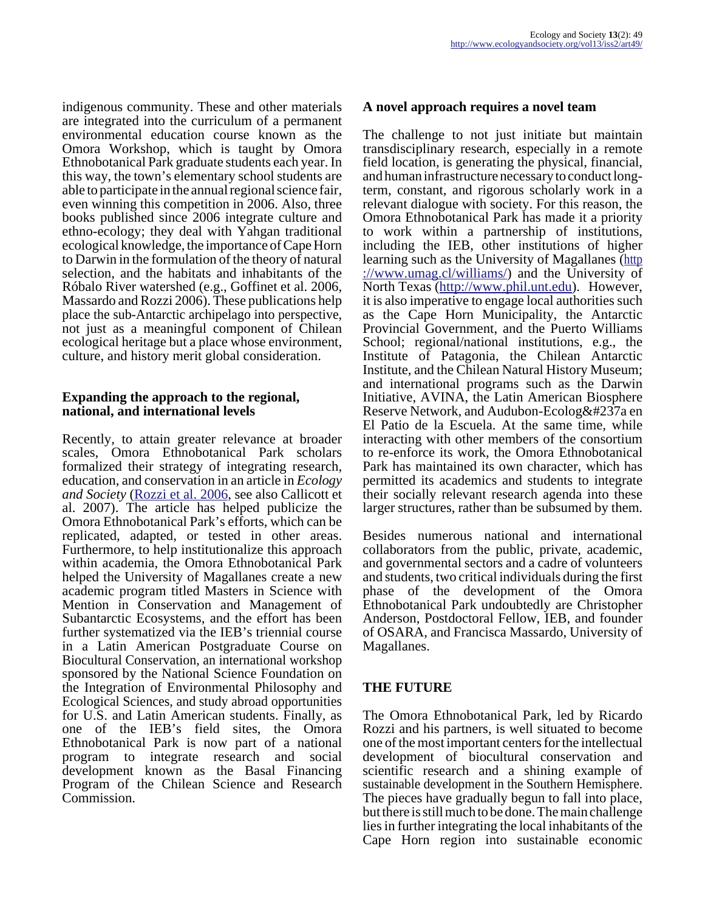indigenous community. These and other materials are integrated into the curriculum of a permanent environmental education course known as the Omora Workshop, which is taught by Omora Ethnobotanical Park graduate students each year. In this way, the town's elementary school students are able to participate in the annual regional science fair, even winning this competition in 2006. Also, three books published since 2006 integrate culture and ethno-ecology; they deal with Yahgan traditional ecological knowledge, the importance of Cape Horn to Darwin in the formulation of the theory of natural selection, and the habitats and inhabitants of the Róbalo River watershed (e.g., Goffinet et al. 2006, Massardo and Rozzi 2006). These publications help place the sub-Antarctic archipelago into perspective, not just as a meaningful component of Chilean ecological heritage but a place whose environment, culture, and history merit global consideration.

### Expanding the approach to the regional, national, and international levels

Recently, to attain greater relevance at broader scales, Omora Ethnobotanical Park scholars formalized their strategy of integrating research, education, and conservation in an article in *Ecology and Society* (Rozzi et al. 2006, see also Callicott et al. 2007). The article has helped publicize the Omora Ethnobotanical Park's efforts, which can be replicated, adapted, or tested in other areas. Furthermore, to help institutionalize this approach within academia, the Omora Ethnobotanical Park helped the University of Magallanes create a new academic program titled Masters in Science with Mention in Conservation and Management of Subantarctic Ecosystems, and the effort has been further systematized via the IEB's triennial course in a Latin American Postgraduate Course on Biocultural Conservation, an international workshop sponsored by the National Science Foundation on the Integration of Environmental Philosophy and Ecological Sciences, and study abroad opportunities for U.S. and Latin American students. Finally, as one of the IEB's field sites, the Omora Ethnobotanical Park is now part of a national program to integrate research and social development known as the Basal Financing Program of the Chilean Science and Research Commission.

### A novel approach requires a novel team

The challenge to not just initiate but maintain transdisciplinary research, especially in a remote field location, is generating the physical, financial, and human infrastructure necessary to conduct long-term, constant, and rigorous scholarly work in a relevant dialogue with society. For this reason, the Omora Ethnobotanical Park has made it a priority to work within a partnership of institutions, including the IEB, other institutions of higher learning such as the University of Magallanes (http://www.umag.cl/williams/) and the University of North Texas (http://www.phil.unt.edu). However, it is also imperative to engage local authorities such as the Cape Horn Municipality, the Antarctic Provincial Government, and the Puerto Williams School; regional/national institutions, e.g., the Institute of Patagonia, the Chilean Antarctic Institute, and the Chilean Natural History Museum; and international programs such as the Darwin Initiative, AVINA, the Latin American Biosphere Reserve Network, and Audubon-Ecolog&#237a en El Patio de la Escuela. At the same time, while interacting with other members of the consortium to re-enforce its work, the Omora Ethnobotanical Park has maintained its own character, which has permitted its academics and students to integrate their socially relevant research agenda into these larger structures, rather than be subsumed by them.

Besides numerous national and international collaborators from the public, private, academic, and governmental sectors and a cadre of volunteers and students, two critical individuals during the first phase of the development of the Omora Ethnobotanical Park undoubtedly are Christopher Anderson, Postdoctoral Fellow, IEB, and founder of OSARA, and Francisca Massardo, University of Magallanes.

## THE FUTURE

The Omora Ethnobotanical Park, led by Ricardo Rozzi and his partners, is well situated to become one of the most important centers for the intellectual development of biocultural conservation and scientific research and a shining example of sustainable development in the Southern Hemisphere. The pieces have gradually begun to fall into place, but there is still much to be done. The main challenge lies in further integrating the local inhabitants of the Cape Horn region into sustainable economic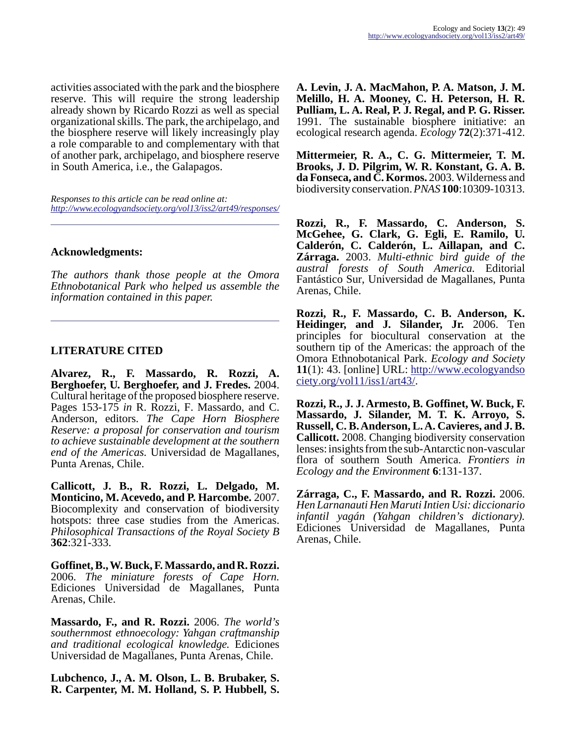activities associated with the park and the biosphere reserve. This will require the strong leadership already shown by Ricardo Rozzi as well as special organizational skills. The park, the archipelago, and the biosphere reserve will likely increasingly play a role comparable to and complementary with that of another park, archipelago, and biosphere reserve in South America, i.e., the Galapagos.

*Responses to this article can be read online at:*
*http://www.ecologyandsociety.org/vol13/iss2/art49/responses/*

---

## Acknowledgments:

*The authors thank those people at the Omora Ethnobotanical Park who helped us assemble the information contained in this paper.*

---

## LITERATURE CITED

**Alvarez, R., F. Massardo, R. Rozzi, A. Berghoefer, U. Berghoefer, and J. Fredes.** 2004. Cultural heritage of the proposed biosphere reserve. Pages 153-175 *in* R. Rozzi, F. Massardo, and C. Anderson, editors. *The Cape Horn Biosphere Reserve: a proposal for conservation and tourism to achieve sustainable development at the southern end of the Americas.* Universidad de Magallanes, Punta Arenas, Chile.

**Callicott, J. B., R. Rozzi, L. Delgado, M. Monticino, M. Acevedo, and P. Harcombe.** 2007. Biocomplexity and conservation of biodiversity hotspots: three case studies from the Americas. *Philosophical Transactions of the Royal Society B* **362**:321-333.

**Goffinet, B., W. Buck, F. Massardo, and R. Rozzi.** 2006. *The miniature forests of Cape Horn.* Ediciones Universidad de Magallanes, Punta Arenas, Chile.

**Massardo, F., and R. Rozzi.** 2006. *The world's southernmost ethnoecology: Yahgan craftmanship and traditional ecological knowledge.* Ediciones Universidad de Magallanes, Punta Arenas, Chile.

**Lubchenco, J., A. M. Olson, L. B. Brubaker, S. R. Carpenter, M. M. Holland, S. P. Hubbell, S. A. Levin, J. A. MacMahon, P. A. Matson, J. M. Melillo, H. A. Mooney, C. H. Peterson, H. R. Pulliam, L. A. Real, P. J. Regal, and P. G. Risser.** 1991. The sustainable biosphere initiative: an ecological research agenda. *Ecology* **72**(2):371-412.

**Mittermeier, R. A., C. G. Mittermeier, T. M. Brooks, J. D. Pilgrim, W. R. Konstant, G. A. B. da Fonseca, and C. Kormos.** 2003. Wilderness and biodiversity conservation. *PNAS* **100**:10309-10313.

**Rozzi, R., F. Massardo, C. Anderson, S. McGehee, G. Clark, G. Egli, E. Ramilo, U. Calderón, C. Calderón, L. Aillapan, and C. Zárraga.** 2003. *Multi-ethnic bird guide of the austral forests of South America.* Editorial Fantástico Sur, Universidad de Magallanes, Punta Arenas, Chile.

**Rozzi, R., F. Massardo, C. B. Anderson, K. Heidinger, and J. Silander, Jr.** 2006. Ten principles for biocultural conservation at the southern tip of the Americas: the approach of the Omora Ethnobotanical Park. *Ecology and Society* **11**(1): 43. [online] URL: http://www.ecologyandsociety.org/vol11/iss1/art43/.

**Rozzi, R., J. J. Armesto, B. Goffinet, W. Buck, F. Massardo, J. Silander, M. T. K. Arroyo, S. Russell, C. B. Anderson, L. A. Cavieres, and J. B. Callicott.** 2008. Changing biodiversity conservation lenses: insights from the sub-Antarctic non-vascular flora of southern South America. *Frontiers in Ecology and the Environment* **6**:131-137.

**Zárraga, C., F. Massardo, and R. Rozzi.** 2006. *Hen Larnanauti Hen Maruti Intien Usi: diccionario infantil yagán (Yahgan children's dictionary).* Ediciones Universidad de Magallanes, Punta Arenas, Chile.